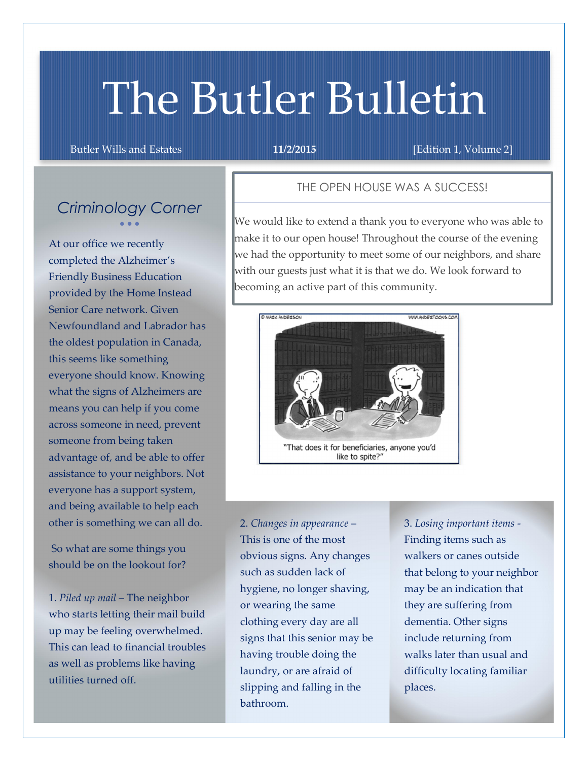# The Butler Bulletin

Butler Wills and Estates **11/2/2015** [Edition 1, Volume 2]

## THE OPEN HOUSE WAS A SUCCESS!

We would like to extend a thank you to everyone who was able to make it to our open house! Throughout the course of the evening we had the opportunity to meet some of our neighbors, and share with our guests just what it is that we do. We look forward to becoming an active part of this community.

© MARK ANDERSON WWW.ANDERTOONS.COM

"That does it for beneficiaries, anyone you'd like to spite?"

## *Criminology Corner*

At our office we recently completed the Alzheimer's Friendly Business Education provided by the Home Instead Senior Care network. Given Newfoundland and Labrador has the oldest population in Canada, this seems like something everyone should know. Knowing what the signs of Alzheimers are means you can help if you come across someone in need, prevent someone from being taken advantage of, and be able to offer assistance to your neighbors. Not everyone has a support system, and being available to help each other is something we can all do.

So what are some things you should be on the lookout for?

1. *Piled up mail* – The neighbor who starts letting their mail build up may be feeling overwhelmed. This can lead to financial troubles as well as problems like having utilities turned off.

2. *Changes in appearance* – This is one of the most obvious signs. Any changes such as sudden lack of hygiene, no longer shaving, or wearing the same clothing every day are all signs that this senior may be having trouble doing the laundry, or are afraid of slipping and falling in the bathroom.

3. *Losing important items* - Finding items such as walkers or canes outside that belong to your neighbor may be an indication that they are suffering from dementia. Other signs include returning from walks later than usual and difficulty locating familiar places.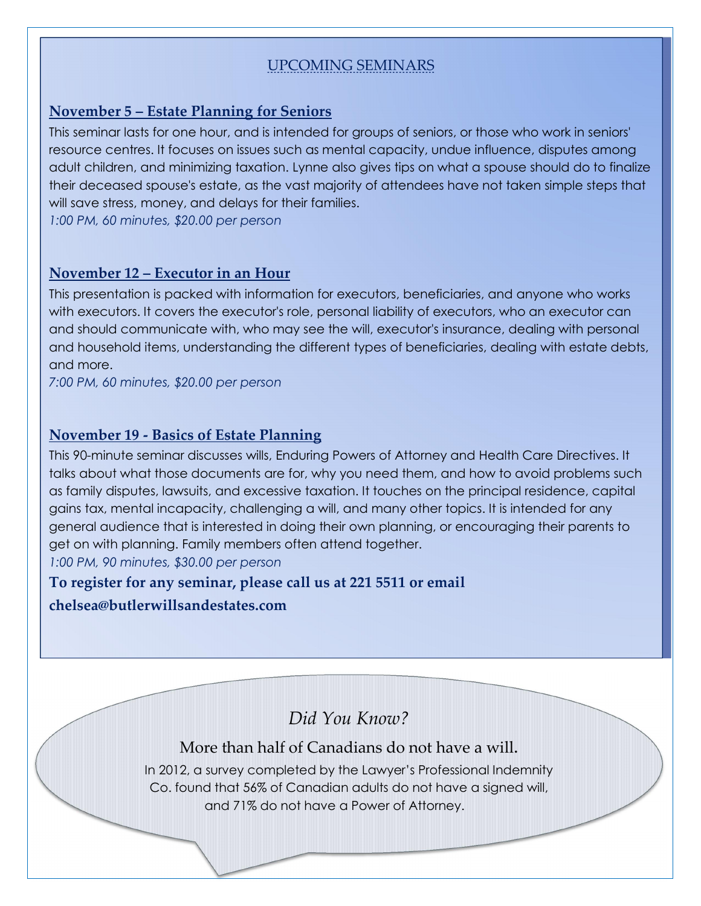## UPCOMING SEMINARS

### November 5 – Estate Planning for Seniors

This seminar lasts for one hour, and is intended for groups of seniors, or those who work in seniors' resource centres. It focuses on issues such as mental capacity, undue influence, disputes among adult children, and minimizing taxation. Lynne also gives tips on what a spouse should do to finalize their deceased spouse's estate, as the vast majority of attendees have not taken simple steps that will save stress, money, and delays for their families.

*1:00 PM, 60 minutes, $20.00 per person*

### November 12 – Executor in an Hour

This presentation is packed with information for executors, beneficiaries, and anyone who works with executors. It covers the executor's role, personal liability of executors, who an executor can and should communicate with, who may see the will, executor's insurance, dealing with personal and household items, understanding the different types of beneficiaries, dealing with estate debts, and more.

*7:00 PM, 60 minutes, $20.00 per person*

### November 19 - Basics of Estate Planning

This 90-minute seminar discusses wills, Enduring Powers of Attorney and Health Care Directives. It talks about what those documents are for, why you need them, and how to avoid problems such as family disputes, lawsuits, and excessive taxation. It touches on the principal residence, capital gains tax, mental incapacity, challenging a will, and many other topics. It is intended for any general audience that is interested in doing their own planning, or encouraging their parents to get on with planning. Family members often attend together.

*1:00 PM, 90 minutes, $30.00 per person*

**To register for any seminar, please call us at 221 5511 or email chelsea@butlerwillsandestates.com**

*Did You Know?*

More than half of Canadians do not have a will.

In 2012, a survey completed by the Lawyer's Professional Indemnity Co. found that 56% of Canadian adults do not have a signed will, and 71% do not have a Power of Attorney.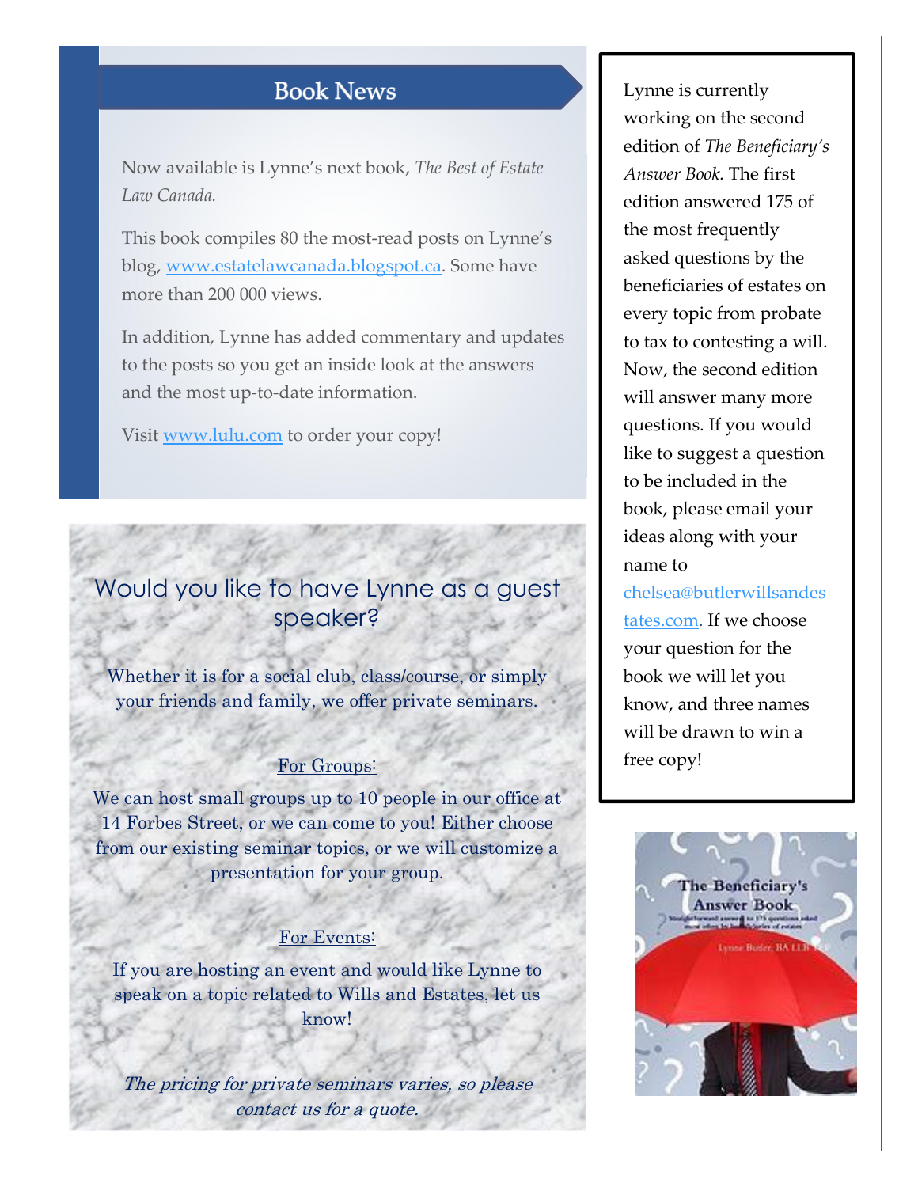## Book News

Now available is Lynne's next book, *The Best of Estate Law Canada.*

This book compiles 80 the most-read posts on Lynne's blog, www.estatelawcanada.blogspot.ca. Some have more than 200 000 views.

In addition, Lynne has added commentary and updates to the posts so you get an inside look at the answers and the most up-to-date information.

Visit www.lulu.com to order your copy!

## Would you like to have Lynne as a guest speaker?

Whether it is for a social club, class/course, or simply your friends and family, we offer private seminars.

For Groups:

We can host small groups up to 10 people in our office at 14 Forbes Street, or we can come to you! Either choose from our existing seminar topics, or we will customize a presentation for your group.

For Events:

If you are hosting an event and would like Lynne to speak on a topic related to Wills and Estates, let us know!

*The pricing for private seminars varies, so please contact us for a quote.*

Lynne is currently working on the second edition of *The Beneficiary's Answer Book*. The first edition answered 175 of the most frequently asked questions by the beneficiaries of estates on every topic from probate to tax to contesting a will. Now, the second edition will answer many more questions. If you would like to suggest a question to be included in the book, please email your ideas along with your name to chelsea@butlerwillsandestates.com. If we choose your question for the book we will let you know, and three names will be drawn to win a free copy!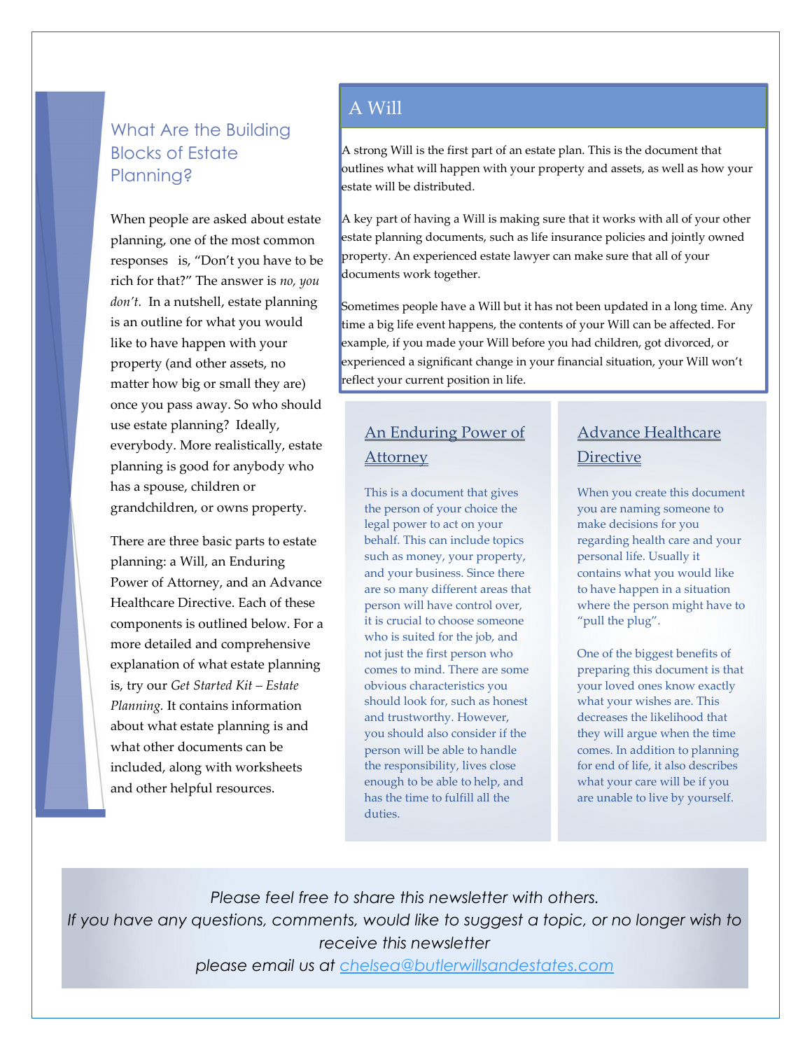## What Are the Building Blocks of Estate Planning?

When people are asked about estate planning, one of the most common responses is, "Don't you have to be rich for that?" The answer is *no, you don't.* In a nutshell, estate planning is an outline for what you would like to have happen with your property (and other assets, no matter how big or small they are) once you pass away. So who should use estate planning? Ideally, everybody. More realistically, estate planning is good for anybody who has a spouse, children or grandchildren, or owns property.

There are three basic parts to estate planning: a Will, an Enduring Power of Attorney, and an Advance Healthcare Directive. Each of these components is outlined below. For a more detailed and comprehensive explanation of what estate planning is, try our *Get Started Kit – Estate Planning.* It contains information about what estate planning is and what other documents can be included, along with worksheets and other helpful resources.

## A Will

A strong Will is the first part of an estate plan. This is the document that outlines what will happen with your property and assets, as well as how your estate will be distributed.

A key part of having a Will is making sure that it works with all of your other estate planning documents, such as life insurance policies and jointly owned property. An experienced estate lawyer can make sure that all of your documents work together.

Sometimes people have a Will but it has not been updated in a long time. Any time a big life event happens, the contents of your Will can be affected. For example, if you made your Will before you had children, got divorced, or experienced a significant change in your financial situation, your Will won't reflect your current position in life.

### An Enduring Power of Attorney

This is a document that gives the person of your choice the legal power to act on your behalf. This can include topics such as money, your property, and your business. Since there are so many different areas that person will have control over, it is crucial to choose someone who is suited for the job, and not just the first person who comes to mind. There are some obvious characteristics you should look for, such as honest and trustworthy. However, you should also consider if the person will be able to handle the responsibility, lives close enough to be able to help, and has the time to fulfill all the duties.

### Advance Healthcare Directive

When you create this document you are naming someone to make decisions for you regarding health care and your personal life. Usually it contains what you would like to have happen in a situation where the person might have to "pull the plug".

One of the biggest benefits of preparing this document is that your loved ones know exactly what your wishes are. This decreases the likelihood that they will argue when the time comes. In addition to planning for end of life, it also describes what your care will be if you are unable to live by yourself.

*Please feel free to share this newsletter with others.*
*If you have any questions, comments, would like to suggest a topic, or no longer wish to receive this newsletter*
*please email us at chelsea@butlerwillsandestates.com*